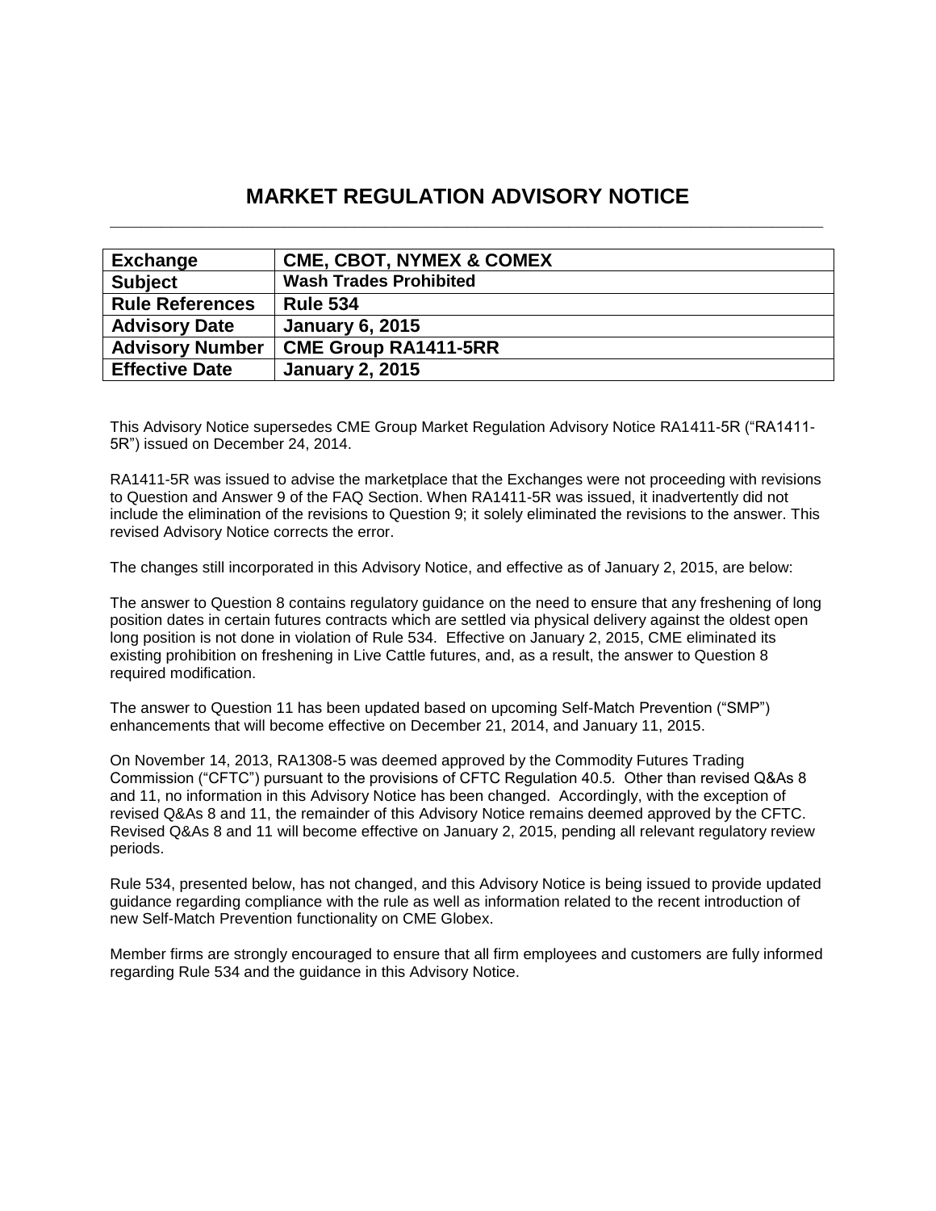# MARKET REGULATION ADVISORY NOTICE

| Exchange | CME, CBOT, NYMEX & COMEX |
|---|---|
| Subject | Wash Trades Prohibited |
| Rule References | Rule 534 |
| Advisory Date | January 6, 2015 |
| Advisory Number | CME Group RA1411-5RR |
| Effective Date | January 2, 2015 |

This Advisory Notice supersedes CME Group Market Regulation Advisory Notice RA1411-5R ("RA1411-5R") issued on December 24, 2014.

RA1411-5R was issued to advise the marketplace that the Exchanges were not proceeding with revisions to Question and Answer 9 of the FAQ Section. When RA1411-5R was issued, it inadvertently did not include the elimination of the revisions to Question 9; it solely eliminated the revisions to the answer. This revised Advisory Notice corrects the error.

The changes still incorporated in this Advisory Notice, and effective as of January 2, 2015, are below:

The answer to Question 8 contains regulatory guidance on the need to ensure that any freshening of long position dates in certain futures contracts which are settled via physical delivery against the oldest open long position is not done in violation of Rule 534. Effective on January 2, 2015, CME eliminated its existing prohibition on freshening in Live Cattle futures, and, as a result, the answer to Question 8 required modification.

The answer to Question 11 has been updated based on upcoming Self-Match Prevention ("SMP") enhancements that will become effective on December 21, 2014, and January 11, 2015.

On November 14, 2013, RA1308-5 was deemed approved by the Commodity Futures Trading Commission ("CFTC") pursuant to the provisions of CFTC Regulation 40.5. Other than revised Q&As 8 and 11, no information in this Advisory Notice has been changed. Accordingly, with the exception of revised Q&As 8 and 11, the remainder of this Advisory Notice remains deemed approved by the CFTC. Revised Q&As 8 and 11 will become effective on January 2, 2015, pending all relevant regulatory review periods.

Rule 534, presented below, has not changed, and this Advisory Notice is being issued to provide updated guidance regarding compliance with the rule as well as information related to the recent introduction of new Self-Match Prevention functionality on CME Globex.

Member firms are strongly encouraged to ensure that all firm employees and customers are fully informed regarding Rule 534 and the guidance in this Advisory Notice.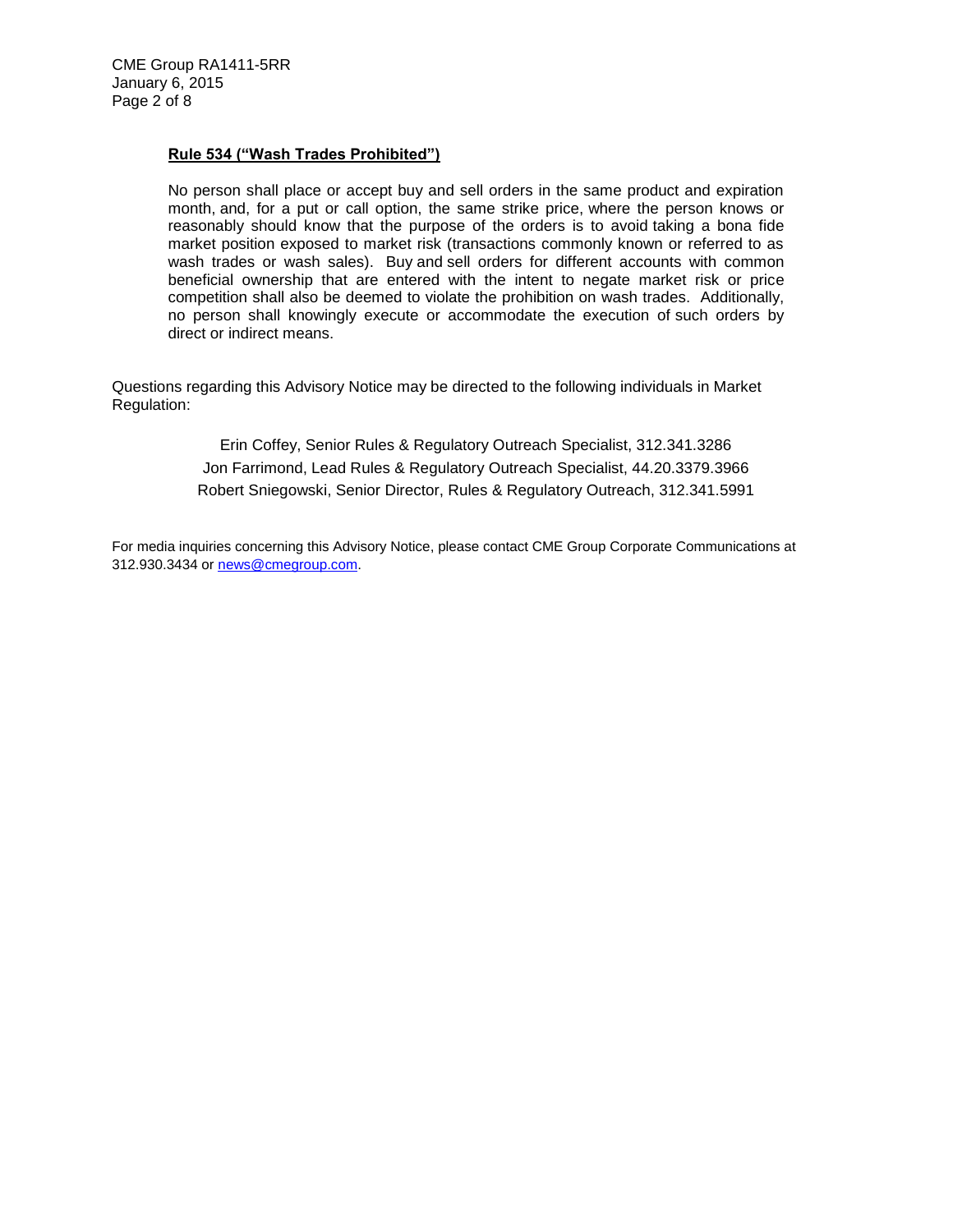**Rule 534 ("Wash Trades Prohibited")**

No person shall place or accept buy and sell orders in the same product and expiration month, and, for a put or call option, the same strike price, where the person knows or reasonably should know that the purpose of the orders is to avoid taking a bona fide market position exposed to market risk (transactions commonly known or referred to as wash trades or wash sales). Buy and sell orders for different accounts with common beneficial ownership that are entered with the intent to negate market risk or price competition shall also be deemed to violate the prohibition on wash trades. Additionally, no person shall knowingly execute or accommodate the execution of such orders by direct or indirect means.

Questions regarding this Advisory Notice may be directed to the following individuals in Market Regulation:

Erin Coffey, Senior Rules & Regulatory Outreach Specialist, 312.341.3286
Jon Farrimond, Lead Rules & Regulatory Outreach Specialist, 44.20.3379.3966
Robert Sniegowski, Senior Director, Rules & Regulatory Outreach, 312.341.5991

For media inquiries concerning this Advisory Notice, please contact CME Group Corporate Communications at 312.930.3434 or news@cmegroup.com.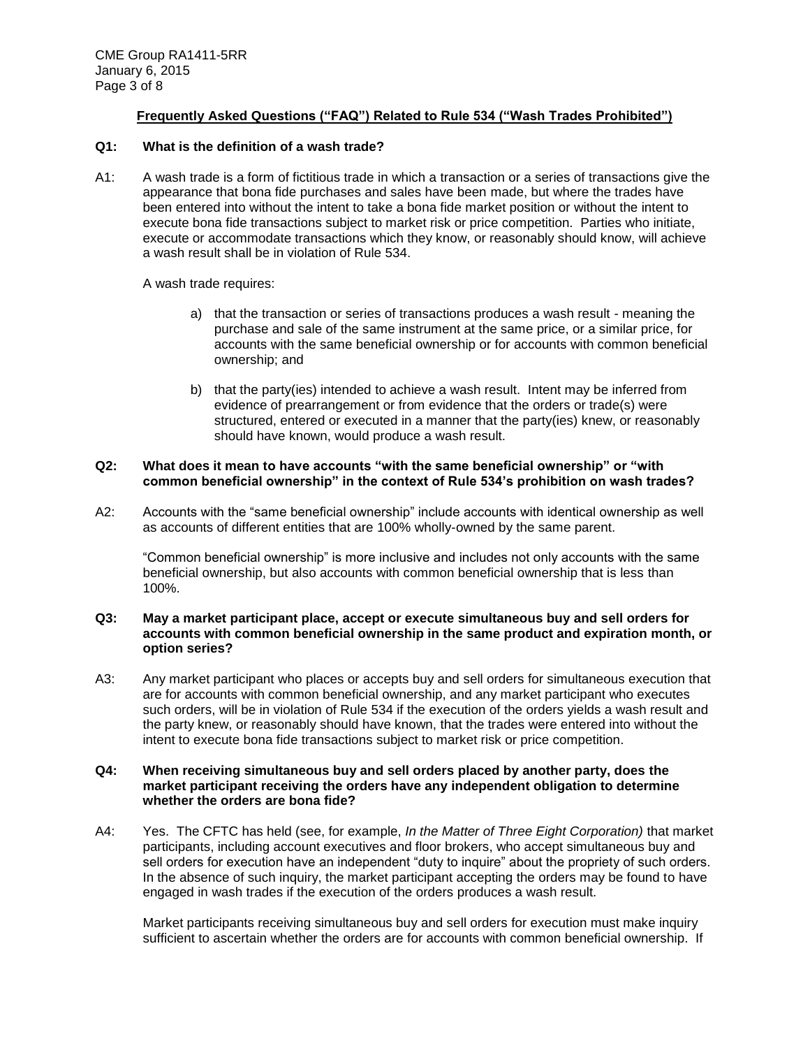## Frequently Asked Questions ("FAQ") Related to Rule 534 ("Wash Trades Prohibited")

**Q1: What is the definition of a wash trade?**

A1: A wash trade is a form of fictitious trade in which a transaction or a series of transactions give the appearance that bona fide purchases and sales have been made, but where the trades have been entered into without the intent to take a bona fide market position or without the intent to execute bona fide transactions subject to market risk or price competition. Parties who initiate, execute or accommodate transactions which they know, or reasonably should know, will achieve a wash result shall be in violation of Rule 534.

A wash trade requires:

a) that the transaction or series of transactions produces a wash result - meaning the purchase and sale of the same instrument at the same price, or a similar price, for accounts with the same beneficial ownership or for accounts with common beneficial ownership; and

b) that the party(ies) intended to achieve a wash result. Intent may be inferred from evidence of prearrangement or from evidence that the orders or trade(s) were structured, entered or executed in a manner that the party(ies) knew, or reasonably should have known, would produce a wash result.

**Q2: What does it mean to have accounts "with the same beneficial ownership" or "with common beneficial ownership" in the context of Rule 534's prohibition on wash trades?**

A2: Accounts with the "same beneficial ownership" include accounts with identical ownership as well as accounts of different entities that are 100% wholly-owned by the same parent.

"Common beneficial ownership" is more inclusive and includes not only accounts with the same beneficial ownership, but also accounts with common beneficial ownership that is less than 100%.

**Q3: May a market participant place, accept or execute simultaneous buy and sell orders for accounts with common beneficial ownership in the same product and expiration month, or option series?**

A3: Any market participant who places or accepts buy and sell orders for simultaneous execution that are for accounts with common beneficial ownership, and any market participant who executes such orders, will be in violation of Rule 534 if the execution of the orders yields a wash result and the party knew, or reasonably should have known, that the trades were entered into without the intent to execute bona fide transactions subject to market risk or price competition.

**Q4: When receiving simultaneous buy and sell orders placed by another party, does the market participant receiving the orders have any independent obligation to determine whether the orders are bona fide?**

A4: Yes. The CFTC has held (see, for example, *In the Matter of Three Eight Corporation)* that market participants, including account executives and floor brokers, who accept simultaneous buy and sell orders for execution have an independent "duty to inquire" about the propriety of such orders. In the absence of such inquiry, the market participant accepting the orders may be found to have engaged in wash trades if the execution of the orders produces a wash result.

Market participants receiving simultaneous buy and sell orders for execution must make inquiry sufficient to ascertain whether the orders are for accounts with common beneficial ownership. If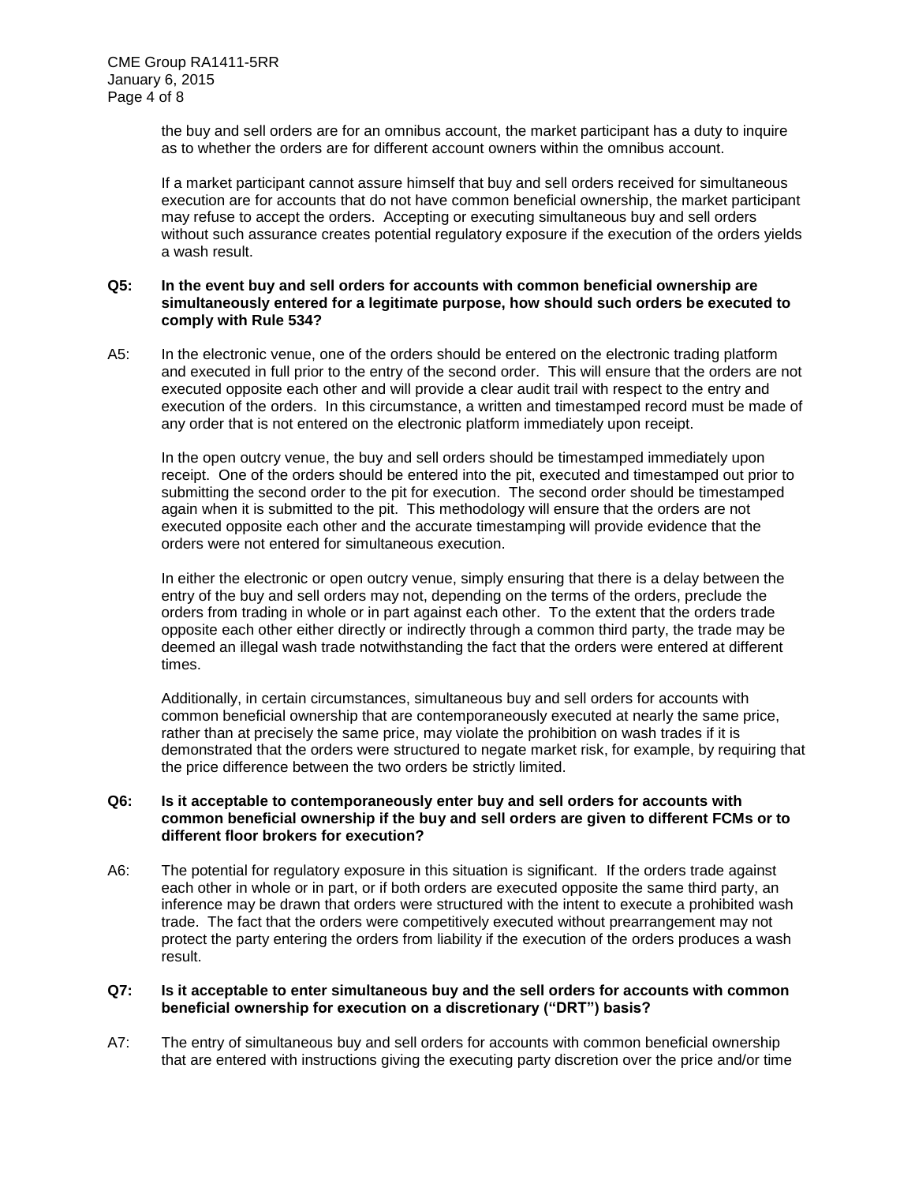the buy and sell orders are for an omnibus account, the market participant has a duty to inquire as to whether the orders are for different account owners within the omnibus account.

If a market participant cannot assure himself that buy and sell orders received for simultaneous execution are for accounts that do not have common beneficial ownership, the market participant may refuse to accept the orders. Accepting or executing simultaneous buy and sell orders without such assurance creates potential regulatory exposure if the execution of the orders yields a wash result.

**Q5: In the event buy and sell orders for accounts with common beneficial ownership are simultaneously entered for a legitimate purpose, how should such orders be executed to comply with Rule 534?**

A5: In the electronic venue, one of the orders should be entered on the electronic trading platform and executed in full prior to the entry of the second order. This will ensure that the orders are not executed opposite each other and will provide a clear audit trail with respect to the entry and execution of the orders. In this circumstance, a written and timestamped record must be made of any order that is not entered on the electronic platform immediately upon receipt.

In the open outcry venue, the buy and sell orders should be timestamped immediately upon receipt. One of the orders should be entered into the pit, executed and timestamped out prior to submitting the second order to the pit for execution. The second order should be timestamped again when it is submitted to the pit. This methodology will ensure that the orders are not executed opposite each other and the accurate timestamping will provide evidence that the orders were not entered for simultaneous execution.

In either the electronic or open outcry venue, simply ensuring that there is a delay between the entry of the buy and sell orders may not, depending on the terms of the orders, preclude the orders from trading in whole or in part against each other. To the extent that the orders trade opposite each other either directly or indirectly through a common third party, the trade may be deemed an illegal wash trade notwithstanding the fact that the orders were entered at different times.

Additionally, in certain circumstances, simultaneous buy and sell orders for accounts with common beneficial ownership that are contemporaneously executed at nearly the same price, rather than at precisely the same price, may violate the prohibition on wash trades if it is demonstrated that the orders were structured to negate market risk, for example, by requiring that the price difference between the two orders be strictly limited.

**Q6: Is it acceptable to contemporaneously enter buy and sell orders for accounts with common beneficial ownership if the buy and sell orders are given to different FCMs or to different floor brokers for execution?**

A6: The potential for regulatory exposure in this situation is significant. If the orders trade against each other in whole or in part, or if both orders are executed opposite the same third party, an inference may be drawn that orders were structured with the intent to execute a prohibited wash trade. The fact that the orders were competitively executed without prearrangement may not protect the party entering the orders from liability if the execution of the orders produces a wash result.

**Q7: Is it acceptable to enter simultaneous buy and the sell orders for accounts with common beneficial ownership for execution on a discretionary ("DRT") basis?**

A7: The entry of simultaneous buy and sell orders for accounts with common beneficial ownership that are entered with instructions giving the executing party discretion over the price and/or time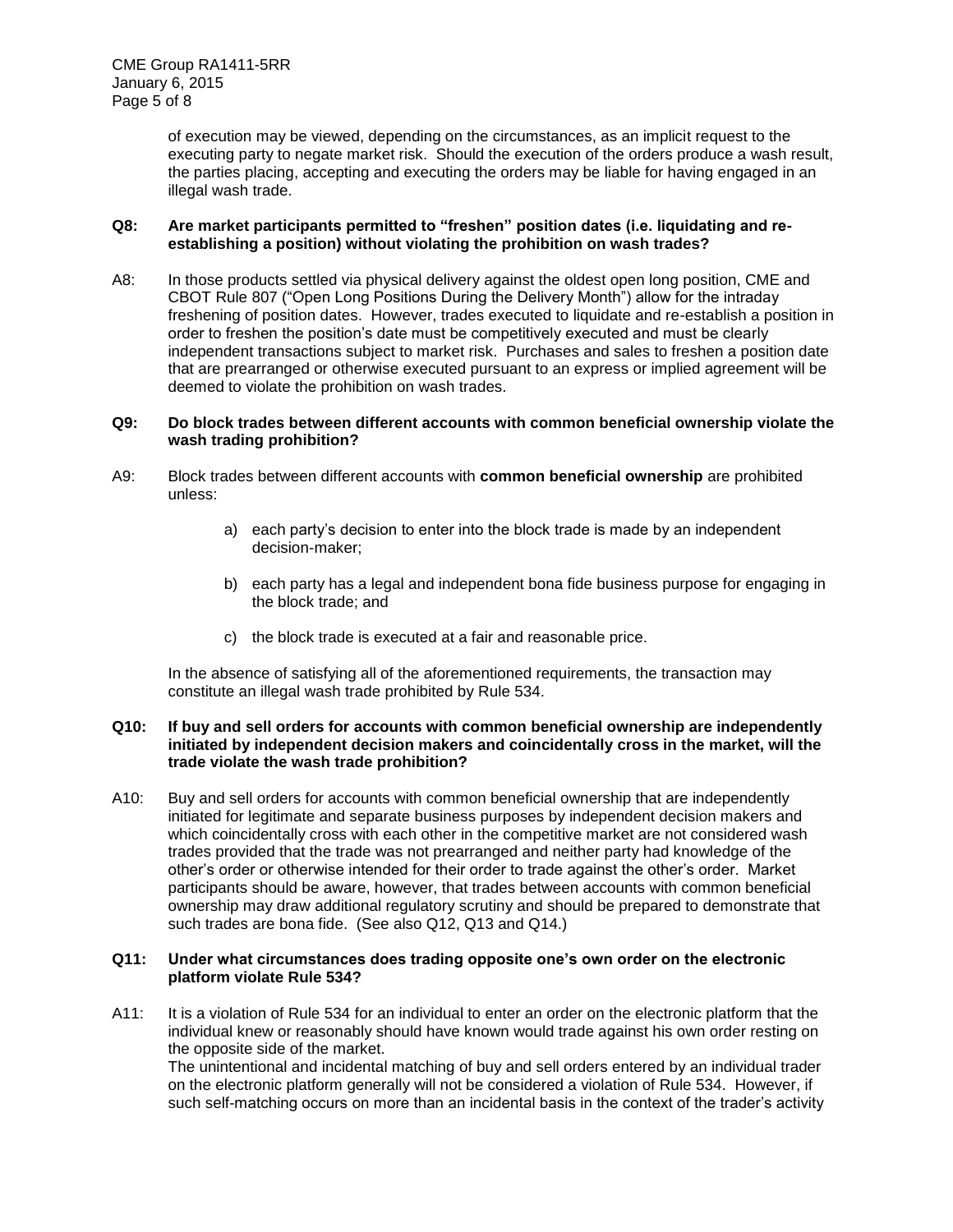of execution may be viewed, depending on the circumstances, as an implicit request to the executing party to negate market risk. Should the execution of the orders produce a wash result, the parties placing, accepting and executing the orders may be liable for having engaged in an illegal wash trade.

**Q8: Are market participants permitted to "freshen" position dates (i.e. liquidating and re-establishing a position) without violating the prohibition on wash trades?**

A8: In those products settled via physical delivery against the oldest open long position, CME and CBOT Rule 807 ("Open Long Positions During the Delivery Month") allow for the intraday freshening of position dates. However, trades executed to liquidate and re-establish a position in order to freshen the position's date must be competitively executed and must be clearly independent transactions subject to market risk. Purchases and sales to freshen a position date that are prearranged or otherwise executed pursuant to an express or implied agreement will be deemed to violate the prohibition on wash trades.

**Q9: Do block trades between different accounts with common beneficial ownership violate the wash trading prohibition?**

A9: Block trades between different accounts with **common beneficial ownership** are prohibited unless:

a) each party's decision to enter into the block trade is made by an independent decision-maker;

b) each party has a legal and independent bona fide business purpose for engaging in the block trade; and

c) the block trade is executed at a fair and reasonable price.

In the absence of satisfying all of the aforementioned requirements, the transaction may constitute an illegal wash trade prohibited by Rule 534.

**Q10: If buy and sell orders for accounts with common beneficial ownership are independently initiated by independent decision makers and coincidentally cross in the market, will the trade violate the wash trade prohibition?**

A10: Buy and sell orders for accounts with common beneficial ownership that are independently initiated for legitimate and separate business purposes by independent decision makers and which coincidentally cross with each other in the competitive market are not considered wash trades provided that the trade was not prearranged and neither party had knowledge of the other's order or otherwise intended for their order to trade against the other's order. Market participants should be aware, however, that trades between accounts with common beneficial ownership may draw additional regulatory scrutiny and should be prepared to demonstrate that such trades are bona fide. (See also Q12, Q13 and Q14.)

**Q11: Under what circumstances does trading opposite one's own order on the electronic platform violate Rule 534?**

A11: It is a violation of Rule 534 for an individual to enter an order on the electronic platform that the individual knew or reasonably should have known would trade against his own order resting on the opposite side of the market.
The unintentional and incidental matching of buy and sell orders entered by an individual trader on the electronic platform generally will not be considered a violation of Rule 534. However, if such self-matching occurs on more than an incidental basis in the context of the trader's activity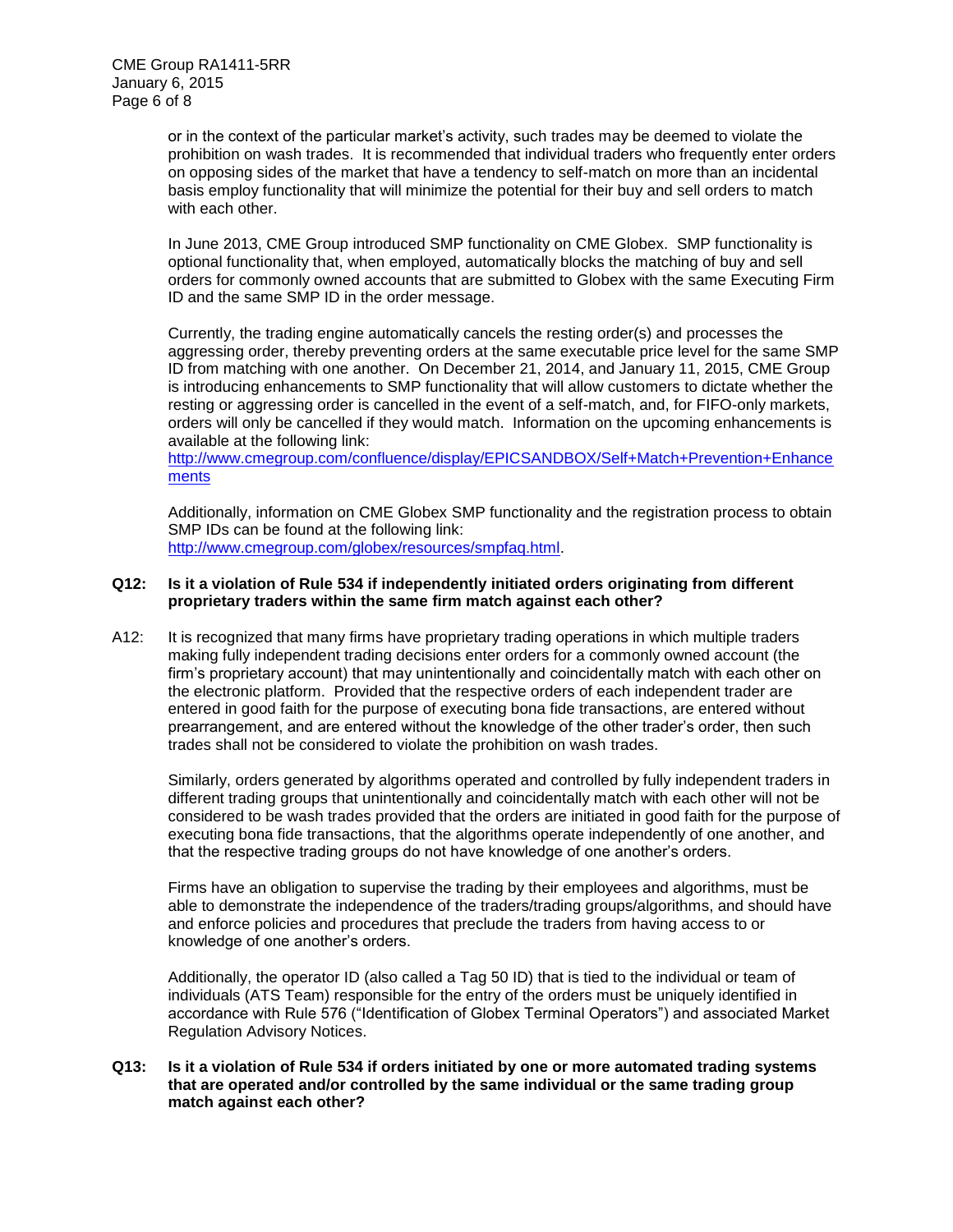or in the context of the particular market's activity, such trades may be deemed to violate the prohibition on wash trades. It is recommended that individual traders who frequently enter orders on opposing sides of the market that have a tendency to self-match on more than an incidental basis employ functionality that will minimize the potential for their buy and sell orders to match with each other.

In June 2013, CME Group introduced SMP functionality on CME Globex. SMP functionality is optional functionality that, when employed, automatically blocks the matching of buy and sell orders for commonly owned accounts that are submitted to Globex with the same Executing Firm ID and the same SMP ID in the order message.

Currently, the trading engine automatically cancels the resting order(s) and processes the aggressing order, thereby preventing orders at the same executable price level for the same SMP ID from matching with one another. On December 21, 2014, and January 11, 2015, CME Group is introducing enhancements to SMP functionality that will allow customers to dictate whether the resting or aggressing order is cancelled in the event of a self-match, and, for FIFO-only markets, orders will only be cancelled if they would match. Information on the upcoming enhancements is available at the following link:
http://www.cmegroup.com/confluence/display/EPICSANDBOX/Self+Match+Prevention+Enhancements

Additionally, information on CME Globex SMP functionality and the registration process to obtain SMP IDs can be found at the following link:
http://www.cmegroup.com/globex/resources/smpfaq.html.

**Q12: Is it a violation of Rule 534 if independently initiated orders originating from different proprietary traders within the same firm match against each other?**

A12: It is recognized that many firms have proprietary trading operations in which multiple traders making fully independent trading decisions enter orders for a commonly owned account (the firm's proprietary account) that may unintentionally and coincidentally match with each other on the electronic platform. Provided that the respective orders of each independent trader are entered in good faith for the purpose of executing bona fide transactions, are entered without prearrangement, and are entered without the knowledge of the other trader's order, then such trades shall not be considered to violate the prohibition on wash trades.

Similarly, orders generated by algorithms operated and controlled by fully independent traders in different trading groups that unintentionally and coincidentally match with each other will not be considered to be wash trades provided that the orders are initiated in good faith for the purpose of executing bona fide transactions, that the algorithms operate independently of one another, and that the respective trading groups do not have knowledge of one another's orders.

Firms have an obligation to supervise the trading by their employees and algorithms, must be able to demonstrate the independence of the traders/trading groups/algorithms, and should have and enforce policies and procedures that preclude the traders from having access to or knowledge of one another's orders.

Additionally, the operator ID (also called a Tag 50 ID) that is tied to the individual or team of individuals (ATS Team) responsible for the entry of the orders must be uniquely identified in accordance with Rule 576 ("Identification of Globex Terminal Operators") and associated Market Regulation Advisory Notices.

**Q13: Is it a violation of Rule 534 if orders initiated by one or more automated trading systems that are operated and/or controlled by the same individual or the same trading group match against each other?**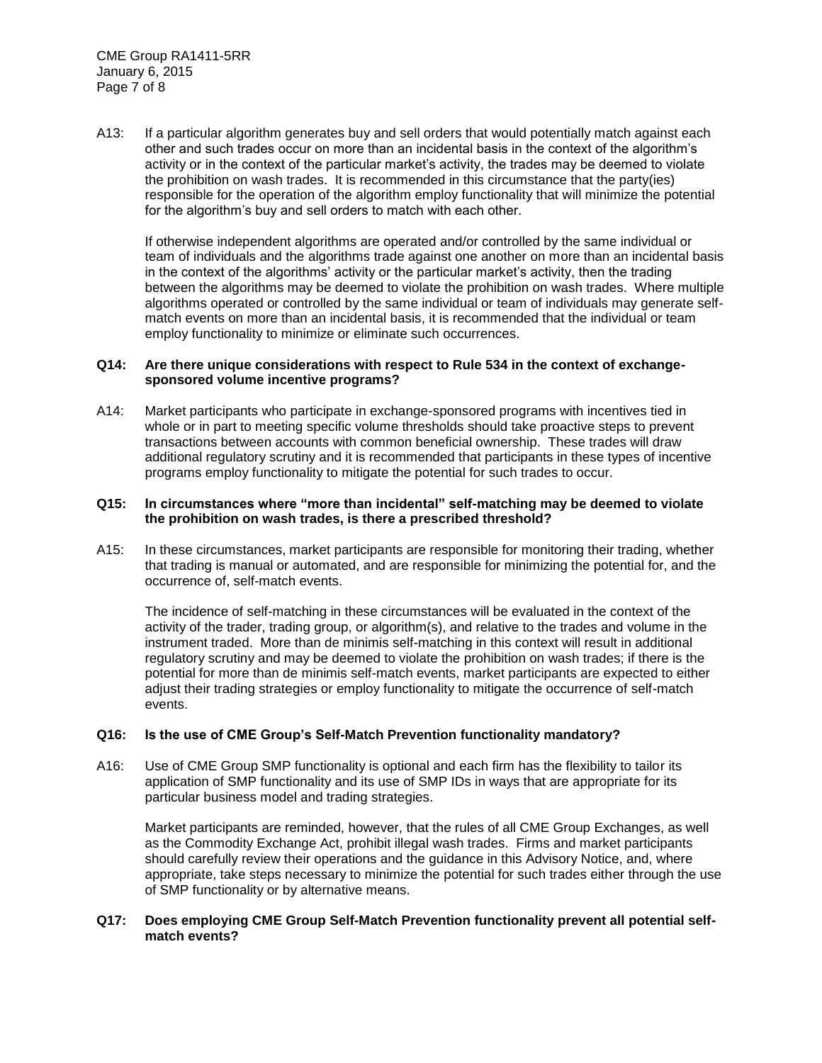A13: If a particular algorithm generates buy and sell orders that would potentially match against each other and such trades occur on more than an incidental basis in the context of the algorithm's activity or in the context of the particular market's activity, the trades may be deemed to violate the prohibition on wash trades. It is recommended in this circumstance that the party(ies) responsible for the operation of the algorithm employ functionality that will minimize the potential for the algorithm's buy and sell orders to match with each other.

If otherwise independent algorithms are operated and/or controlled by the same individual or team of individuals and the algorithms trade against one another on more than an incidental basis in the context of the algorithms' activity or the particular market's activity, then the trading between the algorithms may be deemed to violate the prohibition on wash trades. Where multiple algorithms operated or controlled by the same individual or team of individuals may generate self-match events on more than an incidental basis, it is recommended that the individual or team employ functionality to minimize or eliminate such occurrences.

**Q14: Are there unique considerations with respect to Rule 534 in the context of exchange-sponsored volume incentive programs?**

A14: Market participants who participate in exchange-sponsored programs with incentives tied in whole or in part to meeting specific volume thresholds should take proactive steps to prevent transactions between accounts with common beneficial ownership. These trades will draw additional regulatory scrutiny and it is recommended that participants in these types of incentive programs employ functionality to mitigate the potential for such trades to occur.

**Q15: In circumstances where "more than incidental" self-matching may be deemed to violate the prohibition on wash trades, is there a prescribed threshold?**

A15: In these circumstances, market participants are responsible for monitoring their trading, whether that trading is manual or automated, and are responsible for minimizing the potential for, and the occurrence of, self-match events.

The incidence of self-matching in these circumstances will be evaluated in the context of the activity of the trader, trading group, or algorithm(s), and relative to the trades and volume in the instrument traded. More than de minimis self-matching in this context will result in additional regulatory scrutiny and may be deemed to violate the prohibition on wash trades; if there is the potential for more than de minimis self-match events, market participants are expected to either adjust their trading strategies or employ functionality to mitigate the occurrence of self-match events.

**Q16: Is the use of CME Group's Self-Match Prevention functionality mandatory?**

A16: Use of CME Group SMP functionality is optional and each firm has the flexibility to tailor its application of SMP functionality and its use of SMP IDs in ways that are appropriate for its particular business model and trading strategies.

Market participants are reminded, however, that the rules of all CME Group Exchanges, as well as the Commodity Exchange Act, prohibit illegal wash trades. Firms and market participants should carefully review their operations and the guidance in this Advisory Notice, and, where appropriate, take steps necessary to minimize the potential for such trades either through the use of SMP functionality or by alternative means.

**Q17: Does employing CME Group Self-Match Prevention functionality prevent all potential self-match events?**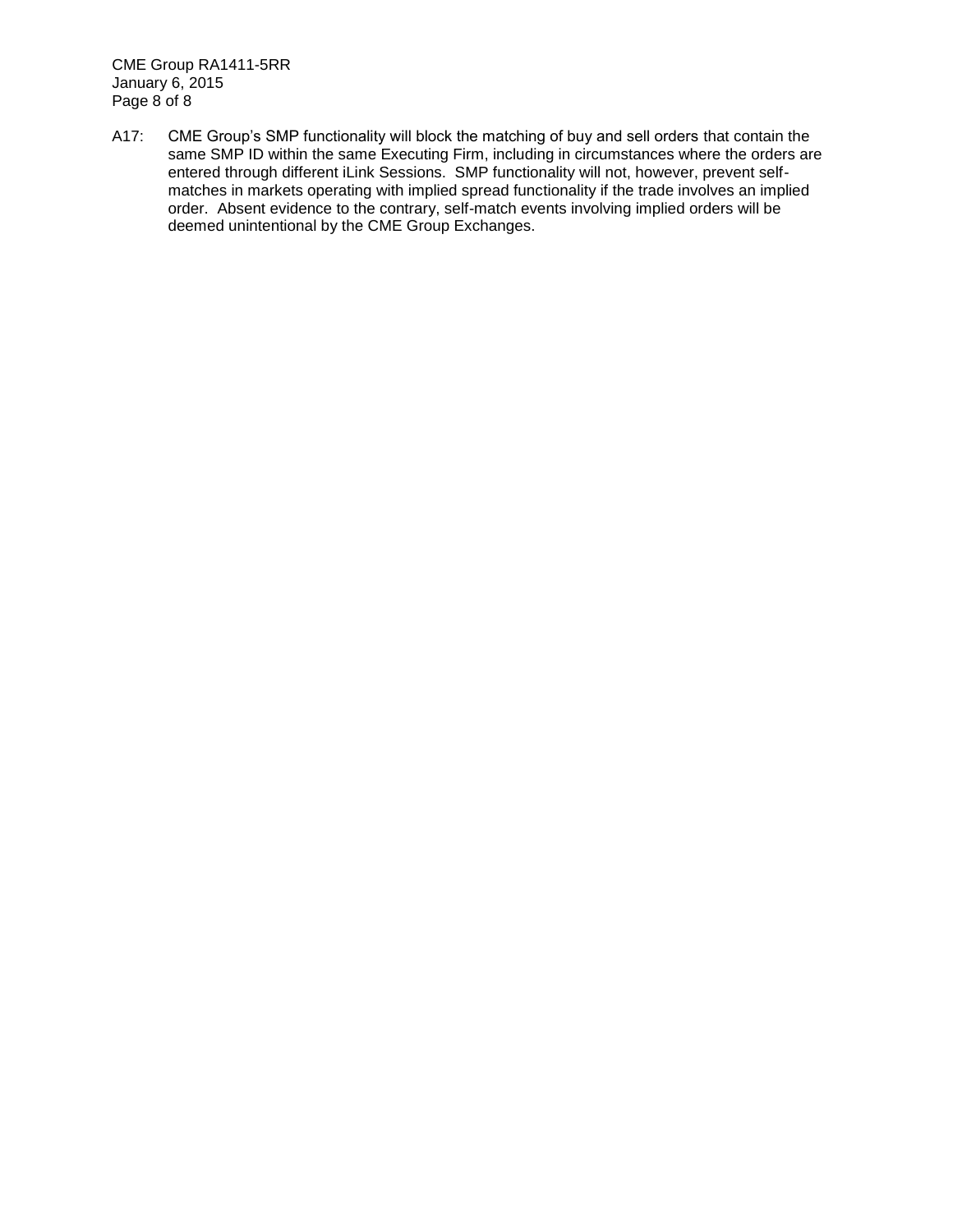A17: CME Group's SMP functionality will block the matching of buy and sell orders that contain the same SMP ID within the same Executing Firm, including in circumstances where the orders are entered through different iLink Sessions. SMP functionality will not, however, prevent self-matches in markets operating with implied spread functionality if the trade involves an implied order. Absent evidence to the contrary, self-match events involving implied orders will be deemed unintentional by the CME Group Exchanges.